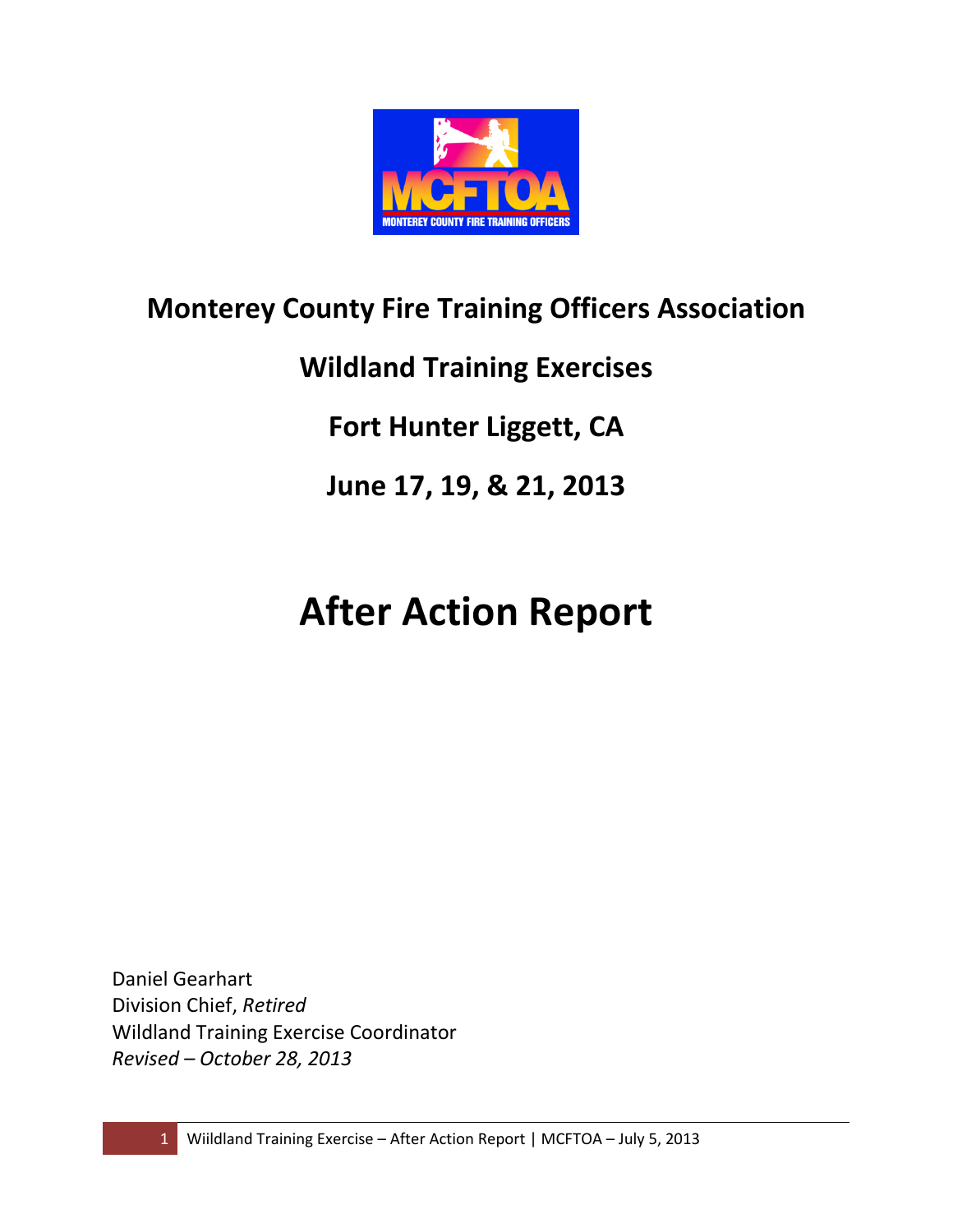MCFTOA
MONTEREY COUNTY FIRE TRAINING OFFICERS

# Monterey County Fire Training Officers Association

## Wildland Training Exercises

## Fort Hunter Liggett, CA

## June 17, 19, & 21, 2013

# After Action Report

Daniel Gearhart
Division Chief, *Retired*
Wildland Training Exercise Coordinator
*Revised – October 28, 2013*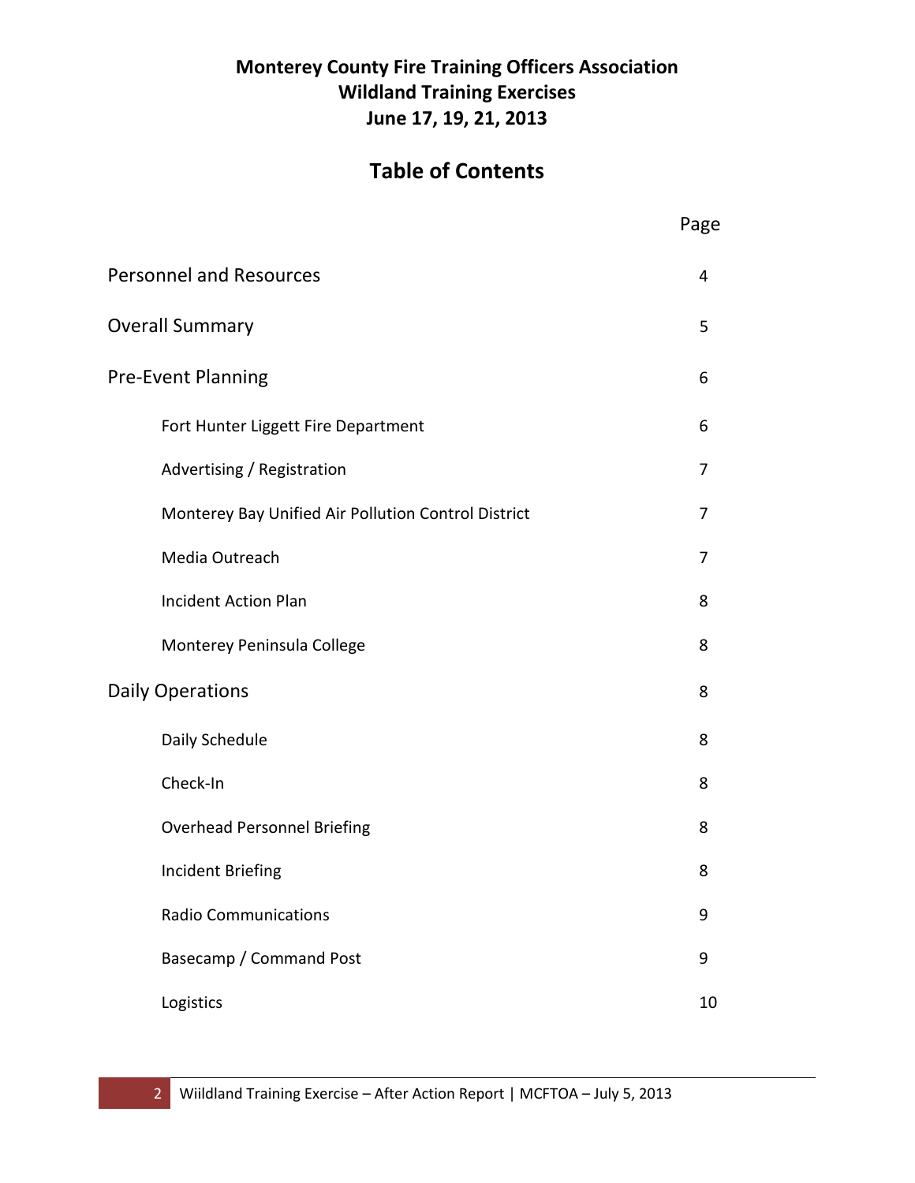**Monterey County Fire Training Officers Association**
**Wildland Training Exercises**
**June 17, 19, 21, 2013**

# Table of Contents

| | Page |
|---|---|
| Personnel and Resources | 4 |
| Overall Summary | 5 |
| Pre-Event Planning | 6 |
| Fort Hunter Liggett Fire Department | 6 |
| Advertising / Registration | 7 |
| Monterey Bay Unified Air Pollution Control District | 7 |
| Media Outreach | 7 |
| Incident Action Plan | 8 |
| Monterey Peninsula College | 8 |
| Daily Operations | 8 |
| Daily Schedule | 8 |
| Check-In | 8 |
| Overhead Personnel Briefing | 8 |
| Incident Briefing | 8 |
| Radio Communications | 9 |
| Basecamp / Command Post | 9 |
| Logistics | 10 |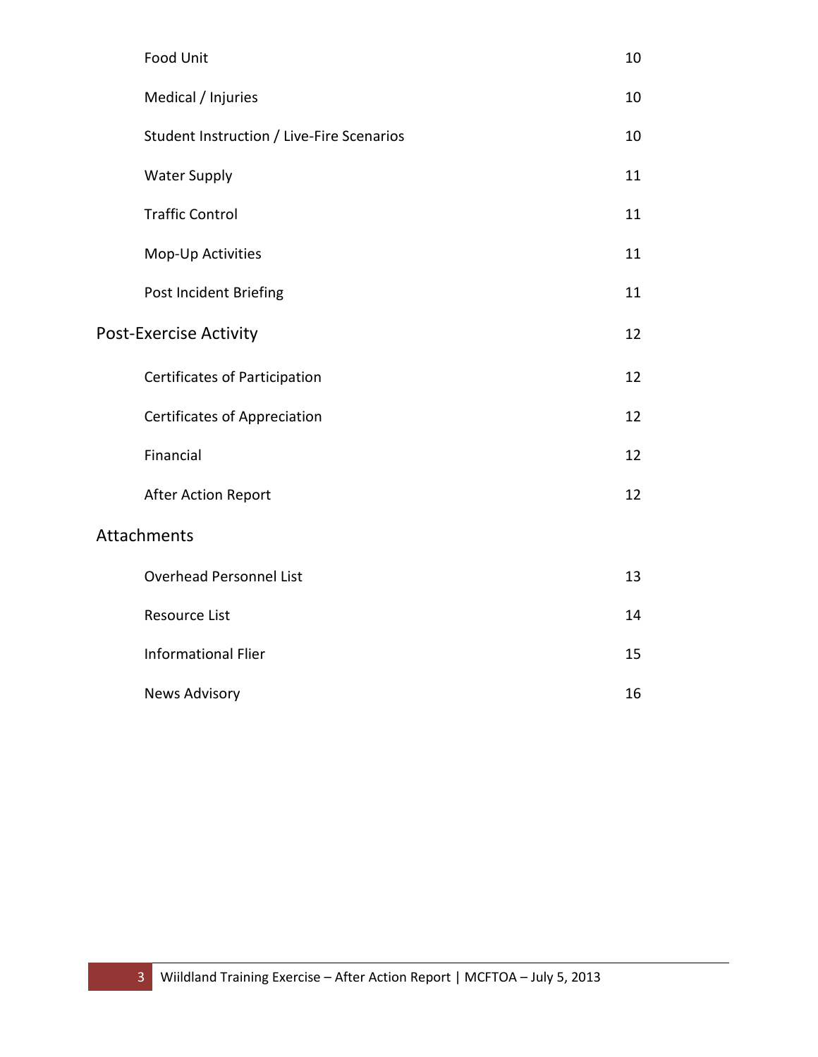| | |
|---|---|
| Food Unit | 10 |
| Medical / Injuries | 10 |
| Student Instruction / Live-Fire Scenarios | 10 |
| Water Supply | 11 |
| Traffic Control | 11 |
| Mop-Up Activities | 11 |
| Post Incident Briefing | 11 |
| **Post-Exercise Activity** | 12 |
| Certificates of Participation | 12 |
| Certificates of Appreciation | 12 |
| Financial | 12 |
| After Action Report | 12 |
| **Attachments** | |
| Overhead Personnel List | 13 |
| Resource List | 14 |
| Informational Flier | 15 |
| News Advisory | 16 |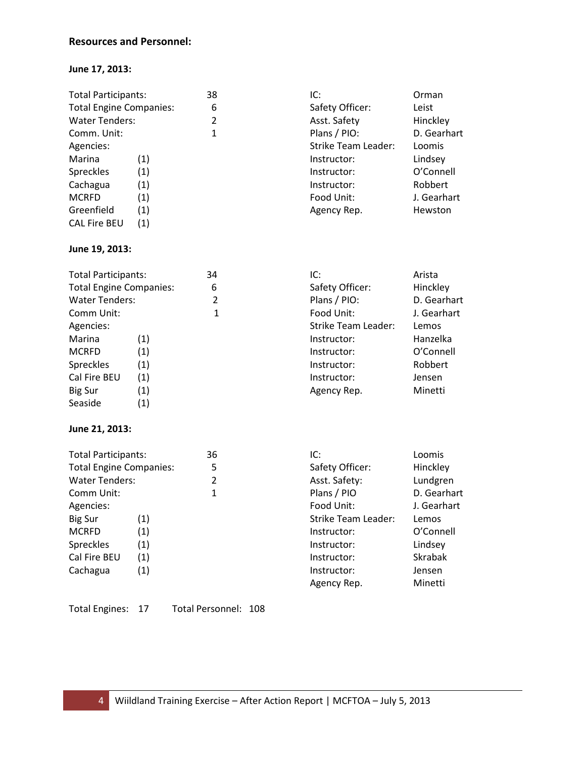**Resources and Personnel:**

**June 17, 2013:**

| | | |
|---|---|---|
| Total Participants: | | 38 |
| Total Engine Companies: | | 6 |
| Water Tenders: | | 2 |
| Comm. Unit: | | 1 |
| Agencies: | | |
| Marina | (1) | |
| Spreckles | (1) | |
| Cachagua | (1) | |
| MCRFD | (1) | |
| Greenfield | (1) | |
| CAL Fire BEU | (1) | |

| | |
|---|---|
| IC: | Orman |
| Safety Officer: | Leist |
| Asst. Safety | Hinckley |
| Plans / PIO: | D. Gearhart |
| Strike Team Leader: | Loomis |
| Instructor: | Lindsey |
| Instructor: | O'Connell |
| Instructor: | Robbert |
| Food Unit: | J. Gearhart |
| Agency Rep. | Hewston |

**June 19, 2013:**

| | | |
|---|---|---|
| Total Participants: | | 34 |
| Total Engine Companies: | | 6 |
| Water Tenders: | | 2 |
| Comm Unit: | | 1 |
| Agencies: | | |
| Marina | (1) | |
| MCRFD | (1) | |
| Spreckles | (1) | |
| Cal Fire BEU | (1) | |
| Big Sur | (1) | |
| Seaside | (1) | |

| | |
|---|---|
| IC: | Arista |
| Safety Officer: | Hinckley |
| Plans / PIO: | D. Gearhart |
| Food Unit: | J. Gearhart |
| Strike Team Leader: | Lemos |
| Instructor: | Hanzelka |
| Instructor: | O'Connell |
| Instructor: | Robbert |
| Instructor: | Jensen |
| Agency Rep. | Minetti |

**June 21, 2013:**

| | | |
|---|---|---|
| Total Participants: | | 36 |
| Total Engine Companies: | | 5 |
| Water Tenders: | | 2 |
| Comm Unit: | | 1 |
| Agencies: | | |
| Big Sur | (1) | |
| MCRFD | (1) | |
| Spreckles | (1) | |
| Cal Fire BEU | (1) | |
| Cachagua | (1) | |

| | |
|---|---|
| IC: | Loomis |
| Safety Officer: | Hinckley |
| Asst. Safety: | Lundgren |
| Plans / PIO | D. Gearhart |
| Food Unit: | J. Gearhart |
| Strike Team Leader: | Lemos |
| Instructor: | O'Connell |
| Instructor: | Lindsey |
| Instructor: | Skrabak |
| Instructor: | Jensen |
| Agency Rep. | Minetti |

Total Engines: 17 Total Personnel: 108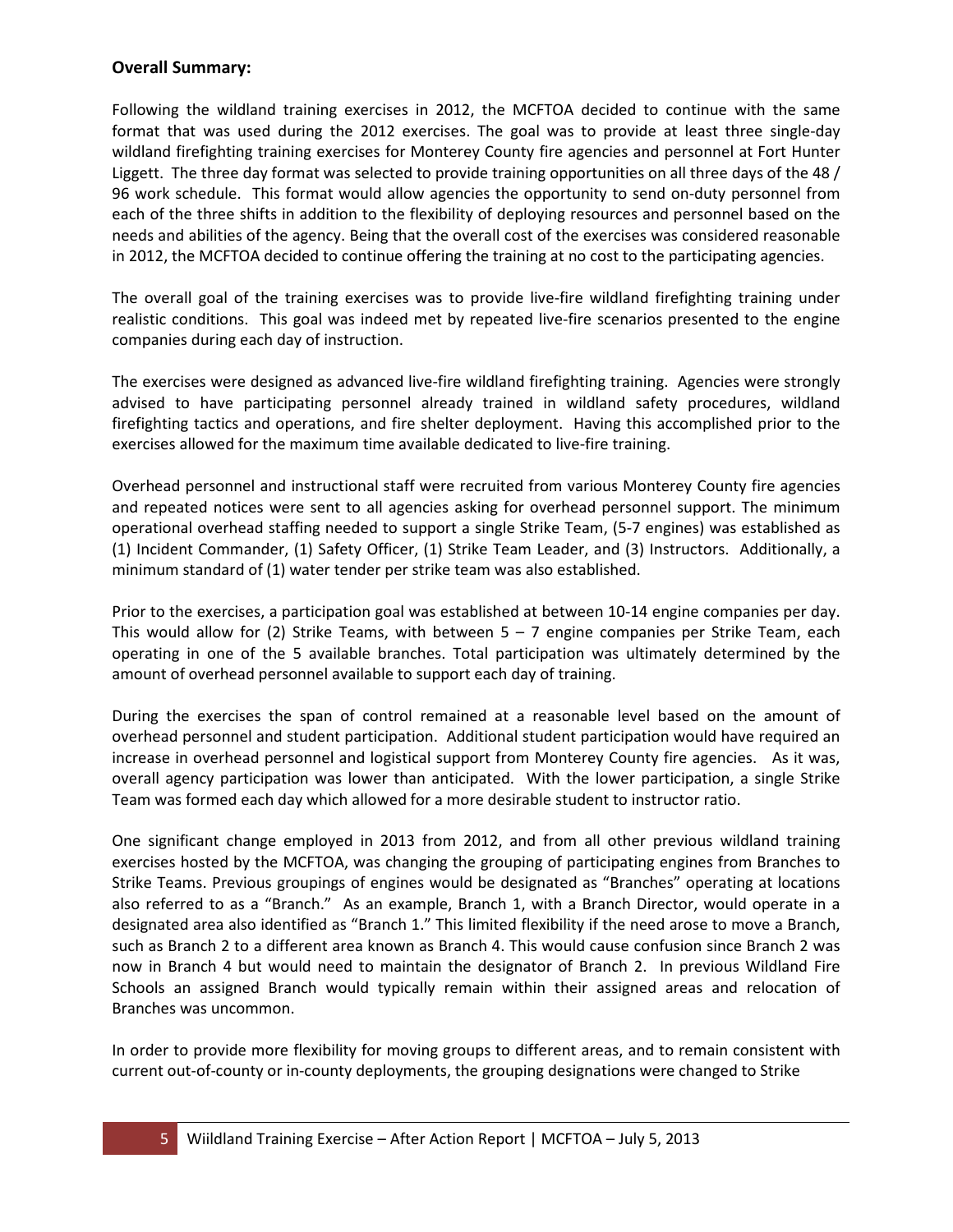**Overall Summary:**

Following the wildland training exercises in 2012, the MCFTOA decided to continue with the same format that was used during the 2012 exercises. The goal was to provide at least three single-day wildland firefighting training exercises for Monterey County fire agencies and personnel at Fort Hunter Liggett. The three day format was selected to provide training opportunities on all three days of the 48 / 96 work schedule. This format would allow agencies the opportunity to send on-duty personnel from each of the three shifts in addition to the flexibility of deploying resources and personnel based on the needs and abilities of the agency. Being that the overall cost of the exercises was considered reasonable in 2012, the MCFTOA decided to continue offering the training at no cost to the participating agencies.

The overall goal of the training exercises was to provide live-fire wildland firefighting training under realistic conditions. This goal was indeed met by repeated live-fire scenarios presented to the engine companies during each day of instruction.

The exercises were designed as advanced live-fire wildland firefighting training. Agencies were strongly advised to have participating personnel already trained in wildland safety procedures, wildland firefighting tactics and operations, and fire shelter deployment. Having this accomplished prior to the exercises allowed for the maximum time available dedicated to live-fire training.

Overhead personnel and instructional staff were recruited from various Monterey County fire agencies and repeated notices were sent to all agencies asking for overhead personnel support. The minimum operational overhead staffing needed to support a single Strike Team, (5-7 engines) was established as (1) Incident Commander, (1) Safety Officer, (1) Strike Team Leader, and (3) Instructors. Additionally, a minimum standard of (1) water tender per strike team was also established.

Prior to the exercises, a participation goal was established at between 10-14 engine companies per day. This would allow for (2) Strike Teams, with between 5 – 7 engine companies per Strike Team, each operating in one of the 5 available branches. Total participation was ultimately determined by the amount of overhead personnel available to support each day of training.

During the exercises the span of control remained at a reasonable level based on the amount of overhead personnel and student participation. Additional student participation would have required an increase in overhead personnel and logistical support from Monterey County fire agencies. As it was, overall agency participation was lower than anticipated. With the lower participation, a single Strike Team was formed each day which allowed for a more desirable student to instructor ratio.

One significant change employed in 2013 from 2012, and from all other previous wildland training exercises hosted by the MCFTOA, was changing the grouping of participating engines from Branches to Strike Teams. Previous groupings of engines would be designated as "Branches" operating at locations also referred to as a "Branch." As an example, Branch 1, with a Branch Director, would operate in a designated area also identified as "Branch 1." This limited flexibility if the need arose to move a Branch, such as Branch 2 to a different area known as Branch 4. This would cause confusion since Branch 2 was now in Branch 4 but would need to maintain the designator of Branch 2. In previous Wildland Fire Schools an assigned Branch would typically remain within their assigned areas and relocation of Branches was uncommon.

In order to provide more flexibility for moving groups to different areas, and to remain consistent with current out-of-county or in-county deployments, the grouping designations were changed to Strike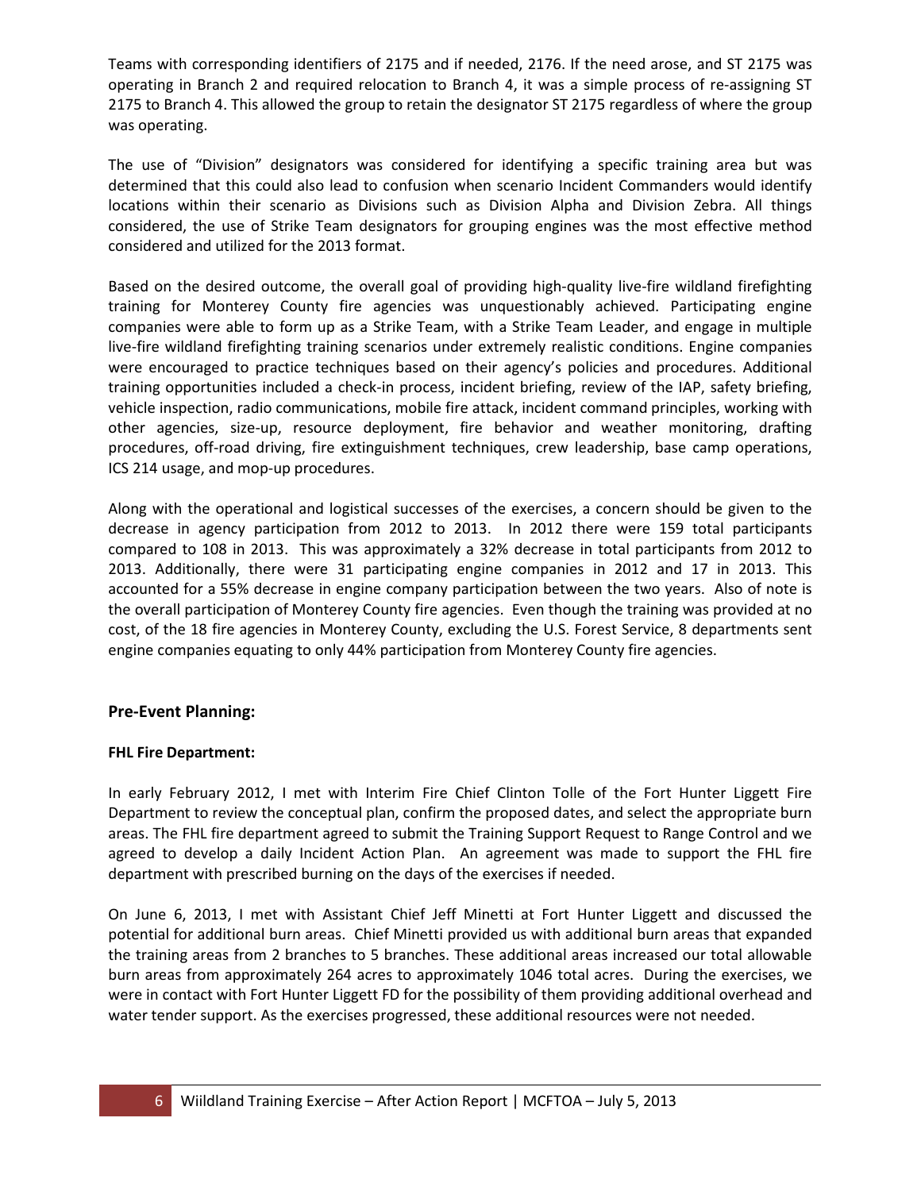Teams with corresponding identifiers of 2175 and if needed, 2176. If the need arose, and ST 2175 was operating in Branch 2 and required relocation to Branch 4, it was a simple process of re-assigning ST 2175 to Branch 4. This allowed the group to retain the designator ST 2175 regardless of where the group was operating.

The use of "Division" designators was considered for identifying a specific training area but was determined that this could also lead to confusion when scenario Incident Commanders would identify locations within their scenario as Divisions such as Division Alpha and Division Zebra. All things considered, the use of Strike Team designators for grouping engines was the most effective method considered and utilized for the 2013 format.

Based on the desired outcome, the overall goal of providing high-quality live-fire wildland firefighting training for Monterey County fire agencies was unquestionably achieved. Participating engine companies were able to form up as a Strike Team, with a Strike Team Leader, and engage in multiple live-fire wildland firefighting training scenarios under extremely realistic conditions. Engine companies were encouraged to practice techniques based on their agency's policies and procedures. Additional training opportunities included a check-in process, incident briefing, review of the IAP, safety briefing, vehicle inspection, radio communications, mobile fire attack, incident command principles, working with other agencies, size-up, resource deployment, fire behavior and weather monitoring, drafting procedures, off-road driving, fire extinguishment techniques, crew leadership, base camp operations, ICS 214 usage, and mop-up procedures.

Along with the operational and logistical successes of the exercises, a concern should be given to the decrease in agency participation from 2012 to 2013. In 2012 there were 159 total participants compared to 108 in 2013. This was approximately a 32% decrease in total participants from 2012 to 2013. Additionally, there were 31 participating engine companies in 2012 and 17 in 2013. This accounted for a 55% decrease in engine company participation between the two years. Also of note is the overall participation of Monterey County fire agencies. Even though the training was provided at no cost, of the 18 fire agencies in Monterey County, excluding the U.S. Forest Service, 8 departments sent engine companies equating to only 44% participation from Monterey County fire agencies.

## Pre-Event Planning:

**FHL Fire Department:**

In early February 2012, I met with Interim Fire Chief Clinton Tolle of the Fort Hunter Liggett Fire Department to review the conceptual plan, confirm the proposed dates, and select the appropriate burn areas. The FHL fire department agreed to submit the Training Support Request to Range Control and we agreed to develop a daily Incident Action Plan. An agreement was made to support the FHL fire department with prescribed burning on the days of the exercises if needed.

On June 6, 2013, I met with Assistant Chief Jeff Minetti at Fort Hunter Liggett and discussed the potential for additional burn areas. Chief Minetti provided us with additional burn areas that expanded the training areas from 2 branches to 5 branches. These additional areas increased our total allowable burn areas from approximately 264 acres to approximately 1046 total acres. During the exercises, we were in contact with Fort Hunter Liggett FD for the possibility of them providing additional overhead and water tender support. As the exercises progressed, these additional resources were not needed.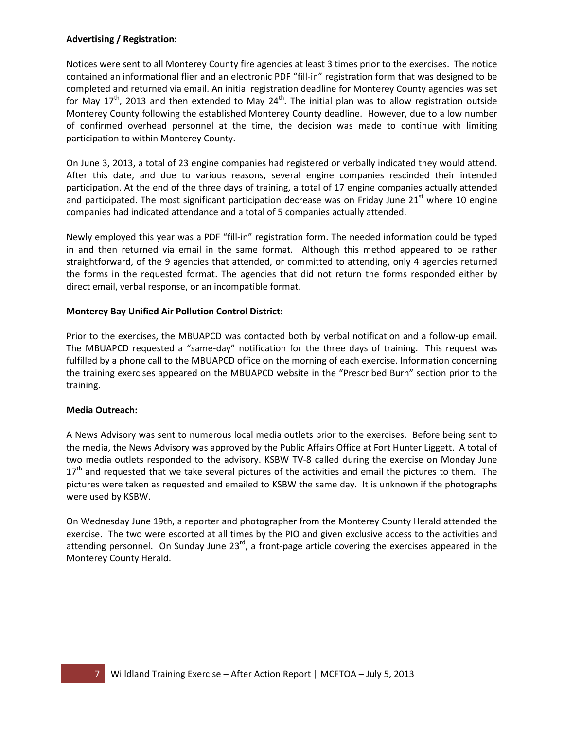**Advertising / Registration:**

Notices were sent to all Monterey County fire agencies at least 3 times prior to the exercises. The notice contained an informational flier and an electronic PDF "fill-in" registration form that was designed to be completed and returned via email. An initial registration deadline for Monterey County agencies was set for May 17th, 2013 and then extended to May 24th. The initial plan was to allow registration outside Monterey County following the established Monterey County deadline. However, due to a low number of confirmed overhead personnel at the time, the decision was made to continue with limiting participation to within Monterey County.

On June 3, 2013, a total of 23 engine companies had registered or verbally indicated they would attend. After this date, and due to various reasons, several engine companies rescinded their intended participation. At the end of the three days of training, a total of 17 engine companies actually attended and participated. The most significant participation decrease was on Friday June 21st where 10 engine companies had indicated attendance and a total of 5 companies actually attended.

Newly employed this year was a PDF "fill-in" registration form. The needed information could be typed in and then returned via email in the same format. Although this method appeared to be rather straightforward, of the 9 agencies that attended, or committed to attending, only 4 agencies returned the forms in the requested format. The agencies that did not return the forms responded either by direct email, verbal response, or an incompatible format.

**Monterey Bay Unified Air Pollution Control District:**

Prior to the exercises, the MBUAPCD was contacted both by verbal notification and a follow-up email. The MBUAPCD requested a "same-day" notification for the three days of training. This request was fulfilled by a phone call to the MBUAPCD office on the morning of each exercise. Information concerning the training exercises appeared on the MBUAPCD website in the "Prescribed Burn" section prior to the training.

**Media Outreach:**

A News Advisory was sent to numerous local media outlets prior to the exercises. Before being sent to the media, the News Advisory was approved by the Public Affairs Office at Fort Hunter Liggett. A total of two media outlets responded to the advisory. KSBW TV-8 called during the exercise on Monday June 17th and requested that we take several pictures of the activities and email the pictures to them. The pictures were taken as requested and emailed to KSBW the same day. It is unknown if the photographs were used by KSBW.

On Wednesday June 19th, a reporter and photographer from the Monterey County Herald attended the exercise. The two were escorted at all times by the PIO and given exclusive access to the activities and attending personnel. On Sunday June 23rd, a front-page article covering the exercises appeared in the Monterey County Herald.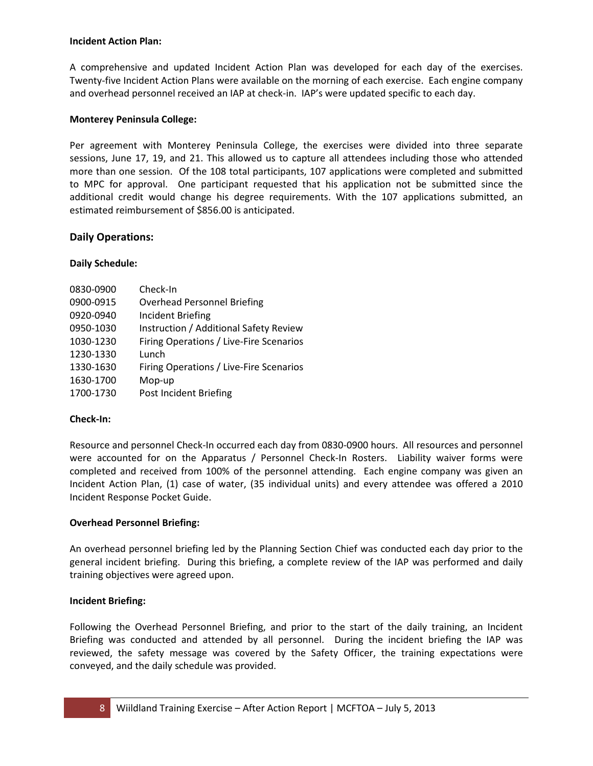**Incident Action Plan:**

A comprehensive and updated Incident Action Plan was developed for each day of the exercises. Twenty-five Incident Action Plans were available on the morning of each exercise. Each engine company and overhead personnel received an IAP at check-in. IAP's were updated specific to each day.

**Monterey Peninsula College:**

Per agreement with Monterey Peninsula College, the exercises were divided into three separate sessions, June 17, 19, and 21. This allowed us to capture all attendees including those who attended more than one session. Of the 108 total participants, 107 applications were completed and submitted to MPC for approval. One participant requested that his application not be submitted since the additional credit would change his degree requirements. With the 107 applications submitted, an estimated reimbursement of $856.00 is anticipated.

## Daily Operations:

**Daily Schedule:**

| | |
|---|---|
| 0830-0900 | Check-In |
| 0900-0915 | Overhead Personnel Briefing |
| 0920-0940 | Incident Briefing |
| 0950-1030 | Instruction / Additional Safety Review |
| 1030-1230 | Firing Operations / Live-Fire Scenarios |
| 1230-1330 | Lunch |
| 1330-1630 | Firing Operations / Live-Fire Scenarios |
| 1630-1700 | Mop-up |
| 1700-1730 | Post Incident Briefing |

**Check-In:**

Resource and personnel Check-In occurred each day from 0830-0900 hours. All resources and personnel were accounted for on the Apparatus / Personnel Check-In Rosters. Liability waiver forms were completed and received from 100% of the personnel attending. Each engine company was given an Incident Action Plan, (1) case of water, (35 individual units) and every attendee was offered a 2010 Incident Response Pocket Guide.

**Overhead Personnel Briefing:**

An overhead personnel briefing led by the Planning Section Chief was conducted each day prior to the general incident briefing. During this briefing, a complete review of the IAP was performed and daily training objectives were agreed upon.

**Incident Briefing:**

Following the Overhead Personnel Briefing, and prior to the start of the daily training, an Incident Briefing was conducted and attended by all personnel. During the incident briefing the IAP was reviewed, the safety message was covered by the Safety Officer, the training expectations were conveyed, and the daily schedule was provided.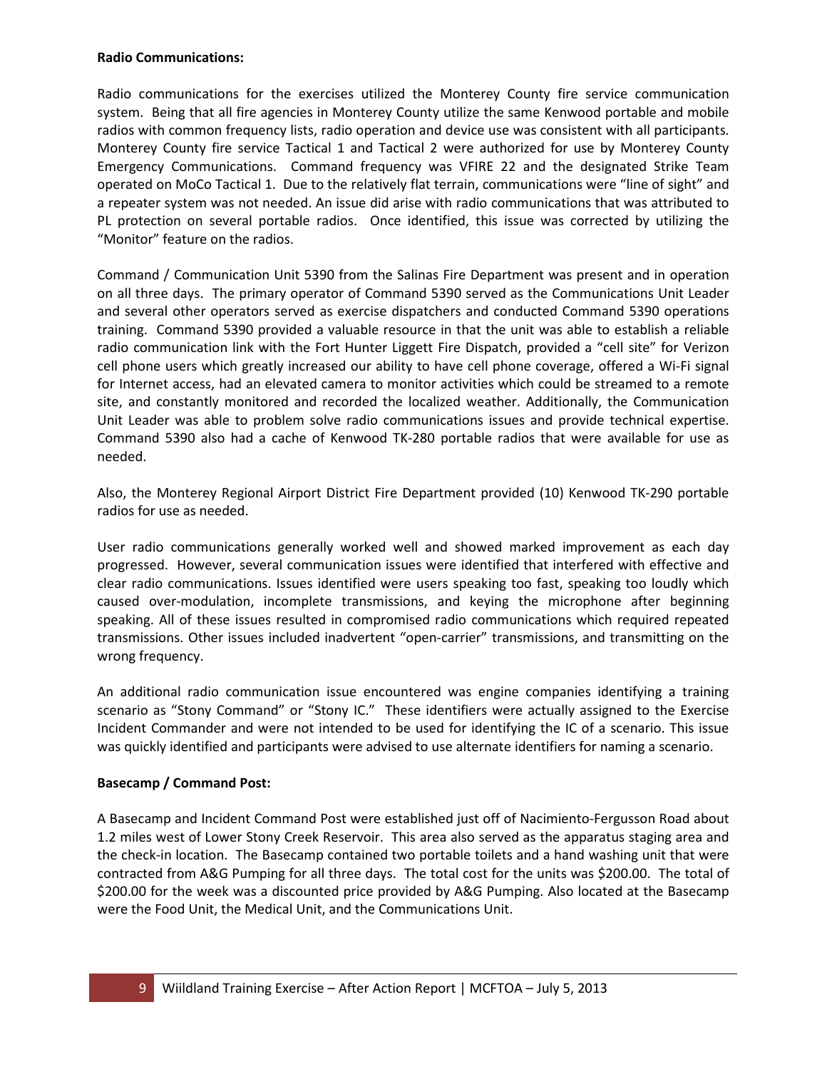**Radio Communications:**

Radio communications for the exercises utilized the Monterey County fire service communication system. Being that all fire agencies in Monterey County utilize the same Kenwood portable and mobile radios with common frequency lists, radio operation and device use was consistent with all participants. Monterey County fire service Tactical 1 and Tactical 2 were authorized for use by Monterey County Emergency Communications. Command frequency was VFIRE 22 and the designated Strike Team operated on MoCo Tactical 1. Due to the relatively flat terrain, communications were "line of sight" and a repeater system was not needed. An issue did arise with radio communications that was attributed to PL protection on several portable radios. Once identified, this issue was corrected by utilizing the "Monitor" feature on the radios.

Command / Communication Unit 5390 from the Salinas Fire Department was present and in operation on all three days. The primary operator of Command 5390 served as the Communications Unit Leader and several other operators served as exercise dispatchers and conducted Command 5390 operations training. Command 5390 provided a valuable resource in that the unit was able to establish a reliable radio communication link with the Fort Hunter Liggett Fire Dispatch, provided a "cell site" for Verizon cell phone users which greatly increased our ability to have cell phone coverage, offered a Wi-Fi signal for Internet access, had an elevated camera to monitor activities which could be streamed to a remote site, and constantly monitored and recorded the localized weather. Additionally, the Communication Unit Leader was able to problem solve radio communications issues and provide technical expertise. Command 5390 also had a cache of Kenwood TK-280 portable radios that were available for use as needed.

Also, the Monterey Regional Airport District Fire Department provided (10) Kenwood TK-290 portable radios for use as needed.

User radio communications generally worked well and showed marked improvement as each day progressed. However, several communication issues were identified that interfered with effective and clear radio communications. Issues identified were users speaking too fast, speaking too loudly which caused over-modulation, incomplete transmissions, and keying the microphone after beginning speaking. All of these issues resulted in compromised radio communications which required repeated transmissions. Other issues included inadvertent "open-carrier" transmissions, and transmitting on the wrong frequency.

An additional radio communication issue encountered was engine companies identifying a training scenario as "Stony Command" or "Stony IC." These identifiers were actually assigned to the Exercise Incident Commander and were not intended to be used for identifying the IC of a scenario. This issue was quickly identified and participants were advised to use alternate identifiers for naming a scenario.

**Basecamp / Command Post:**

A Basecamp and Incident Command Post were established just off of Nacimiento-Fergusson Road about 1.2 miles west of Lower Stony Creek Reservoir. This area also served as the apparatus staging area and the check-in location. The Basecamp contained two portable toilets and a hand washing unit that were contracted from A&G Pumping for all three days. The total cost for the units was $200.00. The total of $200.00 for the week was a discounted price provided by A&G Pumping. Also located at the Basecamp were the Food Unit, the Medical Unit, and the Communications Unit.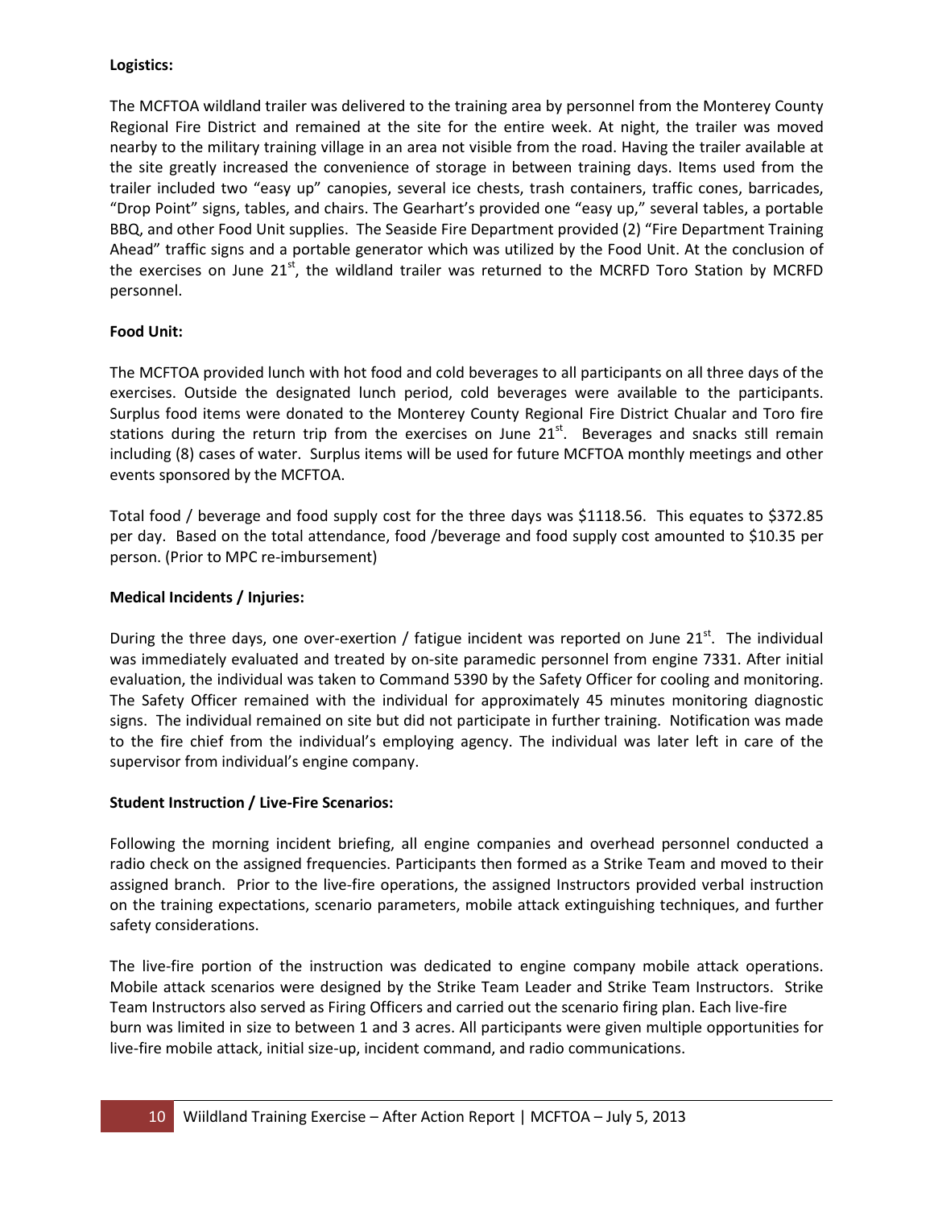**Logistics:**

The MCFTOA wildland trailer was delivered to the training area by personnel from the Monterey County Regional Fire District and remained at the site for the entire week. At night, the trailer was moved nearby to the military training village in an area not visible from the road. Having the trailer available at the site greatly increased the convenience of storage in between training days. Items used from the trailer included two "easy up" canopies, several ice chests, trash containers, traffic cones, barricades, "Drop Point" signs, tables, and chairs. The Gearhart's provided one "easy up," several tables, a portable BBQ, and other Food Unit supplies. The Seaside Fire Department provided (2) "Fire Department Training Ahead" traffic signs and a portable generator which was utilized by the Food Unit. At the conclusion of the exercises on June 21st, the wildland trailer was returned to the MCRFD Toro Station by MCRFD personnel.

**Food Unit:**

The MCFTOA provided lunch with hot food and cold beverages to all participants on all three days of the exercises. Outside the designated lunch period, cold beverages were available to the participants. Surplus food items were donated to the Monterey County Regional Fire District Chualar and Toro fire stations during the return trip from the exercises on June 21st. Beverages and snacks still remain including (8) cases of water. Surplus items will be used for future MCFTOA monthly meetings and other events sponsored by the MCFTOA.

Total food / beverage and food supply cost for the three days was $1118.56. This equates to $372.85 per day. Based on the total attendance, food /beverage and food supply cost amounted to $10.35 per person. (Prior to MPC re-imbursement)

**Medical Incidents / Injuries:**

During the three days, one over-exertion / fatigue incident was reported on June 21st. The individual was immediately evaluated and treated by on-site paramedic personnel from engine 7331. After initial evaluation, the individual was taken to Command 5390 by the Safety Officer for cooling and monitoring. The Safety Officer remained with the individual for approximately 45 minutes monitoring diagnostic signs. The individual remained on site but did not participate in further training. Notification was made to the fire chief from the individual's employing agency. The individual was later left in care of the supervisor from individual's engine company.

**Student Instruction / Live-Fire Scenarios:**

Following the morning incident briefing, all engine companies and overhead personnel conducted a radio check on the assigned frequencies. Participants then formed as a Strike Team and moved to their assigned branch. Prior to the live-fire operations, the assigned Instructors provided verbal instruction on the training expectations, scenario parameters, mobile attack extinguishing techniques, and further safety considerations.

The live-fire portion of the instruction was dedicated to engine company mobile attack operations. Mobile attack scenarios were designed by the Strike Team Leader and Strike Team Instructors. Strike Team Instructors also served as Firing Officers and carried out the scenario firing plan. Each live-fire burn was limited in size to between 1 and 3 acres. All participants were given multiple opportunities for live-fire mobile attack, initial size-up, incident command, and radio communications.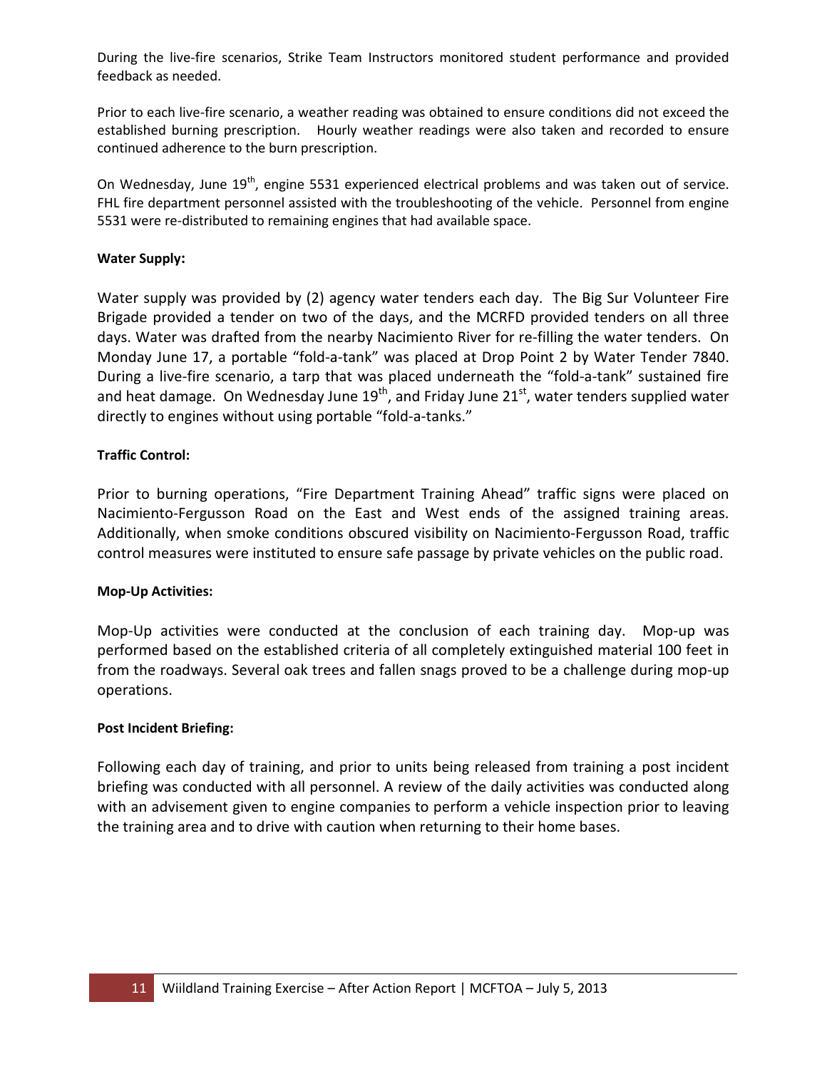During the live-fire scenarios, Strike Team Instructors monitored student performance and provided feedback as needed.

Prior to each live-fire scenario, a weather reading was obtained to ensure conditions did not exceed the established burning prescription. Hourly weather readings were also taken and recorded to ensure continued adherence to the burn prescription.

On Wednesday, June 19th, engine 5531 experienced electrical problems and was taken out of service. FHL fire department personnel assisted with the troubleshooting of the vehicle. Personnel from engine 5531 were re-distributed to remaining engines that had available space.

**Water Supply:**

Water supply was provided by (2) agency water tenders each day. The Big Sur Volunteer Fire Brigade provided a tender on two of the days, and the MCRFD provided tenders on all three days. Water was drafted from the nearby Nacimiento River for re-filling the water tenders. On Monday June 17, a portable "fold-a-tank" was placed at Drop Point 2 by Water Tender 7840. During a live-fire scenario, a tarp that was placed underneath the "fold-a-tank" sustained fire and heat damage. On Wednesday June 19th, and Friday June 21st, water tenders supplied water directly to engines without using portable "fold-a-tanks."

**Traffic Control:**

Prior to burning operations, "Fire Department Training Ahead" traffic signs were placed on Nacimiento-Fergusson Road on the East and West ends of the assigned training areas. Additionally, when smoke conditions obscured visibility on Nacimiento-Fergusson Road, traffic control measures were instituted to ensure safe passage by private vehicles on the public road.

**Mop-Up Activities:**

Mop-Up activities were conducted at the conclusion of each training day. Mop-up was performed based on the established criteria of all completely extinguished material 100 feet in from the roadways. Several oak trees and fallen snags proved to be a challenge during mop-up operations.

**Post Incident Briefing:**

Following each day of training, and prior to units being released from training a post incident briefing was conducted with all personnel. A review of the daily activities was conducted along with an advisement given to engine companies to perform a vehicle inspection prior to leaving the training area and to drive with caution when returning to their home bases.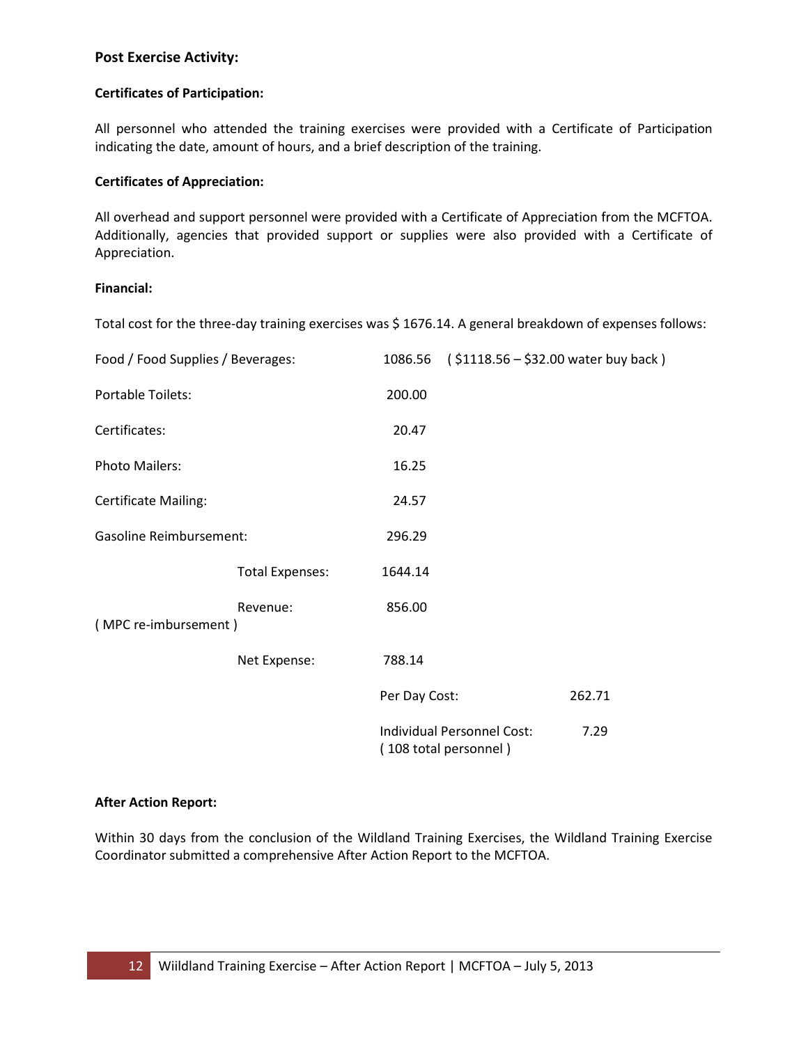## Post Exercise Activity:

### Certificates of Participation:

All personnel who attended the training exercises were provided with a Certificate of Participation indicating the date, amount of hours, and a brief description of the training.

### Certificates of Appreciation:

All overhead and support personnel were provided with a Certificate of Appreciation from the MCFTOA. Additionally, agencies that provided support or supplies were also provided with a Certificate of Appreciation.

### Financial:

Total cost for the three-day training exercises was $ 1676.14. A general breakdown of expenses follows:

| | | | |
|---|---|---|---|
| Food / Food Supplies / Beverages: | 1086.56 | ( $1118.56 – $32.00 water buy back ) | |
| Portable Toilets: | 200.00 | | |
| Certificates: | 20.47 | | |
| Photo Mailers: | 16.25 | | |
| Certificate Mailing: | 24.57 | | |
| Gasoline Reimbursement: | 296.29 | | |
| Total Expenses: | 1644.14 | | |
| Revenue: ( MPC re-imbursement ) | 856.00 | | |
| Net Expense: | 788.14 | | |
| | | Per Day Cost: | 262.71 |
| | | Individual Personnel Cost: ( 108 total personnel ) | 7.29 |

### After Action Report:

Within 30 days from the conclusion of the Wildland Training Exercises, the Wildland Training Exercise Coordinator submitted a comprehensive After Action Report to the MCFTOA.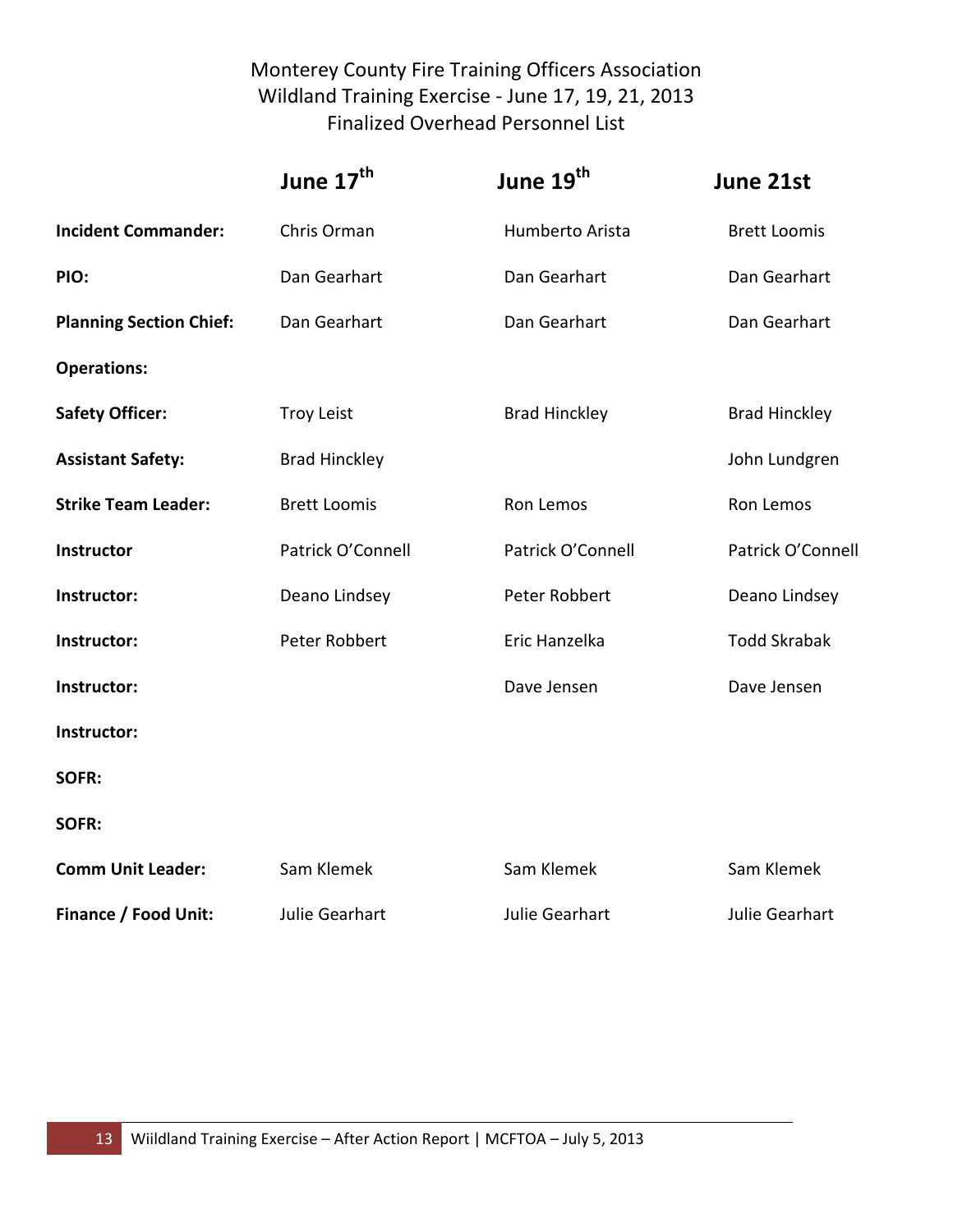Monterey County Fire Training Officers Association
Wildland Training Exercise - June 17, 19, 21, 2013
Finalized Overhead Personnel List

| | June 17th | June 19th | June 21st |
|---|---|---|---|
| **Incident Commander:** | Chris Orman | Humberto Arista | Brett Loomis |
| **PIO:** | Dan Gearhart | Dan Gearhart | Dan Gearhart |
| **Planning Section Chief:** | Dan Gearhart | Dan Gearhart | Dan Gearhart |
| **Operations:** | | | |
| **Safety Officer:** | Troy Leist | Brad Hinckley | Brad Hinckley |
| **Assistant Safety:** | Brad Hinckley | | John Lundgren |
| **Strike Team Leader:** | Brett Loomis | Ron Lemos | Ron Lemos |
| **Instructor** | Patrick O'Connell | Patrick O'Connell | Patrick O'Connell |
| **Instructor:** | Deano Lindsey | Peter Robbert | Deano Lindsey |
| **Instructor:** | Peter Robbert | Eric Hanzelka | Todd Skrabak |
| **Instructor:** | | Dave Jensen | Dave Jensen |
| **Instructor:** | | | |
| **SOFR:** | | | |
| **SOFR:** | | | |
| **Comm Unit Leader:** | Sam Klemek | Sam Klemek | Sam Klemek |
| **Finance / Food Unit:** | Julie Gearhart | Julie Gearhart | Julie Gearhart |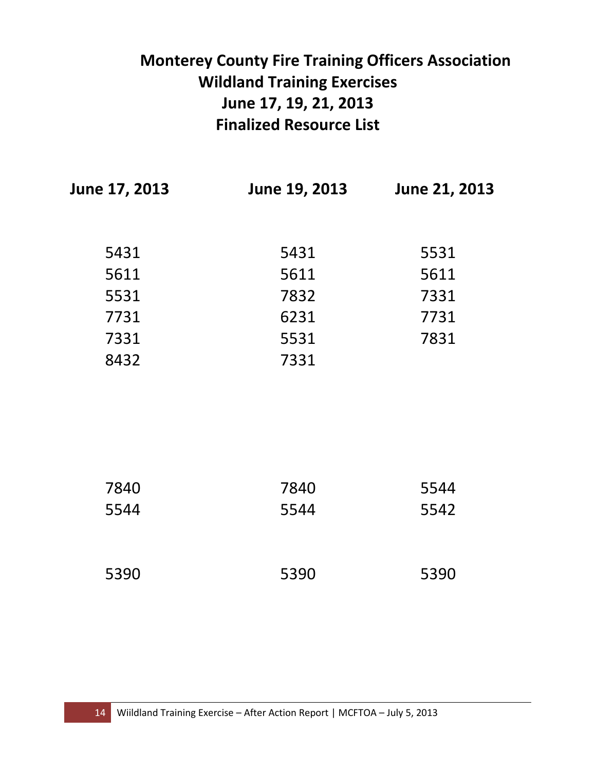# Monterey County Fire Training Officers Association
## Wildland Training Exercises
## June 17, 19, 21, 2013
## Finalized Resource List

| June 17, 2013 | June 19, 2013 | June 21, 2013 |
|---|---|---|
| 5431 | 5431 | 5531 |
| 5611 | 5611 | 5611 |
| 5531 | 7832 | 7331 |
| 7731 | 6231 | 7731 |
| 7331 | 5531 | 7831 |
| 8432 | 7331 | |
| | | |
| 7840 | 7840 | 5544 |
| 5544 | 5544 | 5542 |
| | | |
| 5390 | 5390 | 5390 |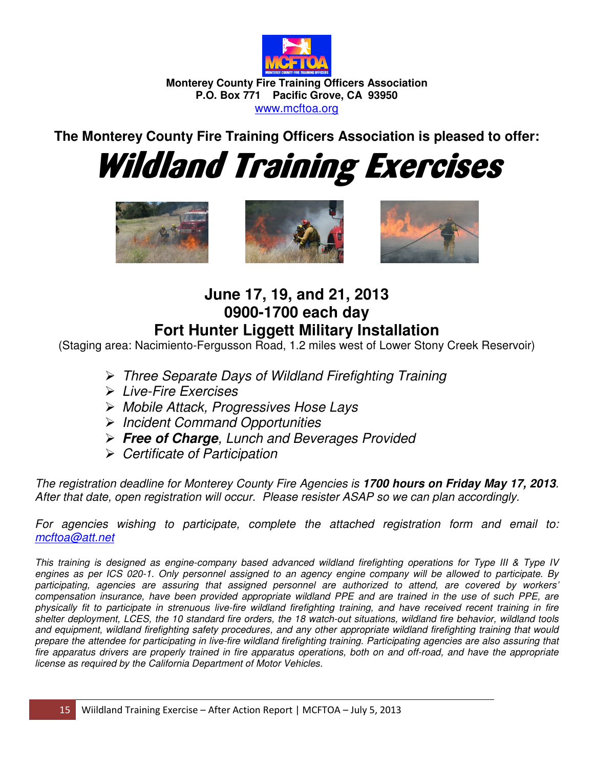**Monterey County Fire Training Officers Association**
**P.O. Box 771 Pacific Grove, CA 93950**
www.mcftoa.org

**The Monterey County Fire Training Officers Association is pleased to offer:**

# *Wildland Training Exercises*

## June 17, 19, and 21, 2013
## 0900-1700 each day
## Fort Hunter Liggett Military Installation

(Staging area: Nacimiento-Fergusson Road, 1.2 miles west of Lower Stony Creek Reservoir)

- *Three Separate Days of Wildland Firefighting Training*
- *Live-Fire Exercises*
- *Mobile Attack, Progressives Hose Lays*
- *Incident Command Opportunities*
- ***Free of Charge**, Lunch and Beverages Provided*
- *Certificate of Participation*

*The registration deadline for Monterey County Fire Agencies is **1700 hours on Friday May 17, 2013**. After that date, open registration will occur. Please resister ASAP so we can plan accordingly.*

*For agencies wishing to participate, complete the attached registration form and email to: mcftoa@att.net*

*This training is designed as engine-company based advanced wildland firefighting operations for Type III & Type IV engines as per ICS 020-1. Only personnel assigned to an agency engine company will be allowed to participate. By participating, agencies are assuring that assigned personnel are authorized to attend, are covered by workers' compensation insurance, have been provided appropriate wildland PPE and are trained in the use of such PPE, are physically fit to participate in strenuous live-fire wildland firefighting training, and have received recent training in fire shelter deployment, LCES, the 10 standard fire orders, the 18 watch-out situations, wildland fire behavior, wildland tools and equipment, wildland firefighting safety procedures, and any other appropriate wildland firefighting training that would prepare the attendee for participating in live-fire wildland firefighting training. Participating agencies are also assuring that fire apparatus drivers are properly trained in fire apparatus operations, both on and off-road, and have the appropriate license as required by the California Department of Motor Vehicles.*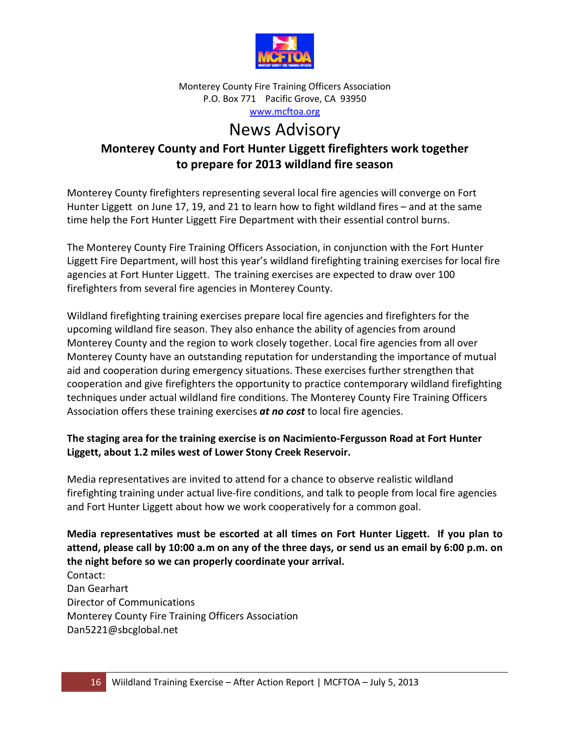Monterey County Fire Training Officers Association
P.O. Box 771 Pacific Grove, CA 93950
www.mcftoa.org

# News Advisory

## Monterey County and Fort Hunter Liggett firefighters work together to prepare for 2013 wildland fire season

Monterey County firefighters representing several local fire agencies will converge on Fort Hunter Liggett on June 17, 19, and 21 to learn how to fight wildland fires – and at the same time help the Fort Hunter Liggett Fire Department with their essential control burns.

The Monterey County Fire Training Officers Association, in conjunction with the Fort Hunter Liggett Fire Department, will host this year's wildland firefighting training exercises for local fire agencies at Fort Hunter Liggett. The training exercises are expected to draw over 100 firefighters from several fire agencies in Monterey County.

Wildland firefighting training exercises prepare local fire agencies and firefighters for the upcoming wildland fire season. They also enhance the ability of agencies from around Monterey County and the region to work closely together. Local fire agencies from all over Monterey County have an outstanding reputation for understanding the importance of mutual aid and cooperation during emergency situations. These exercises further strengthen that cooperation and give firefighters the opportunity to practice contemporary wildland firefighting techniques under actual wildland fire conditions. The Monterey County Fire Training Officers Association offers these training exercises ***at no cost*** to local fire agencies.

**The staging area for the training exercise is on Nacimiento-Fergusson Road at Fort Hunter Liggett, about 1.2 miles west of Lower Stony Creek Reservoir.**

Media representatives are invited to attend for a chance to observe realistic wildland firefighting training under actual live-fire conditions, and talk to people from local fire agencies and Fort Hunter Liggett about how we work cooperatively for a common goal.

**Media representatives must be escorted at all times on Fort Hunter Liggett. If you plan to attend, please call by 10:00 a.m on any of the three days, or send us an email by 6:00 p.m. on the night before so we can properly coordinate your arrival.**

Contact:
Dan Gearhart
Director of Communications
Monterey County Fire Training Officers Association
Dan5221@sbcglobal.net